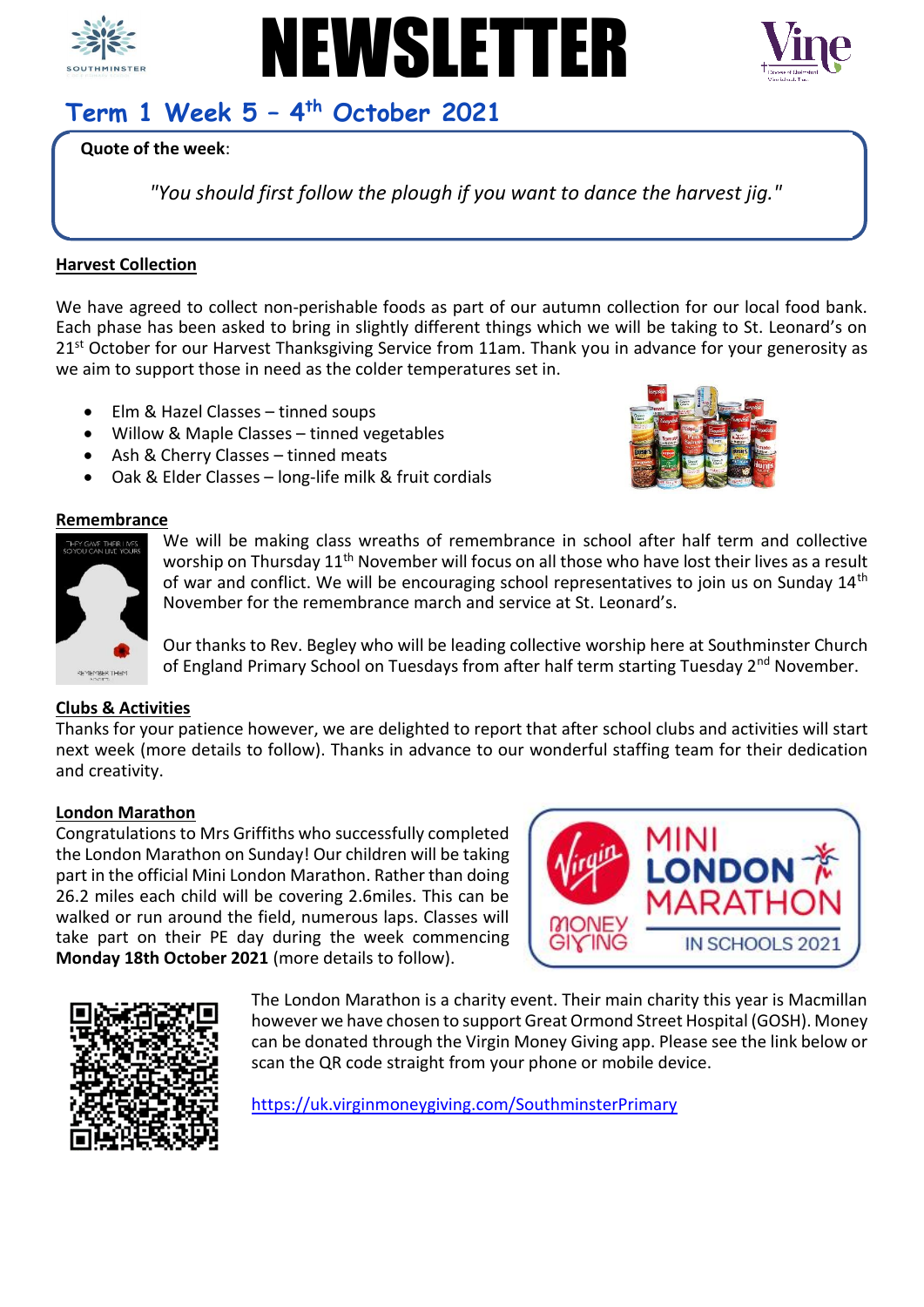# NEWSLETTER

## Term 1 Week 5 – 4th October 2021

**Quote of the week**:

*"You should first follow the plough if you want to dance the harvest jig."*

### Harvest Collection

We have agreed to collect non-perishable foods as part of our autumn collection for our local food bank. Each phase has been asked to bring in slightly different things which we will be taking to St. Leonard's on 21st October for our Harvest Thanksgiving Service from 11am. Thank you in advance for your generosity as we aim to support those in need as the colder temperatures set in.

- Elm & Hazel Classes – tinned soups
- Willow & Maple Classes – tinned vegetables
- Ash & Cherry Classes – tinned meats
- Oak & Elder Classes – long-life milk & fruit cordials

### Remembrance

We will be making class wreaths of remembrance in school after half term and collective worship on Thursday 11th November will focus on all those who have lost their lives as a result of war and conflict. We will be encouraging school representatives to join us on Sunday 14th November for the remembrance march and service at St. Leonard's.

Our thanks to Rev. Begley who will be leading collective worship here at Southminster Church of England Primary School on Tuesdays from after half term starting Tuesday 2nd November.

### Clubs & Activities

Thanks for your patience however, we are delighted to report that after school clubs and activities will start next week (more details to follow). Thanks in advance to our wonderful staffing team for their dedication and creativity.

### London Marathon

Congratulations to Mrs Griffiths who successfully completed the London Marathon on Sunday! Our children will be taking part in the official Mini London Marathon. Rather than doing 26.2 miles each child will be covering 2.6miles. This can be walked or run around the field, numerous laps. Classes will take part on their PE day during the week commencing **Monday 18th October 2021** (more details to follow).

The London Marathon is a charity event. Their main charity this year is Macmillan however we have chosen to support Great Ormond Street Hospital (GOSH). Money can be donated through the Virgin Money Giving app. Please see the link below or scan the QR code straight from your phone or mobile device.

https://uk.virginmoneygiving.com/SouthminsterPrimary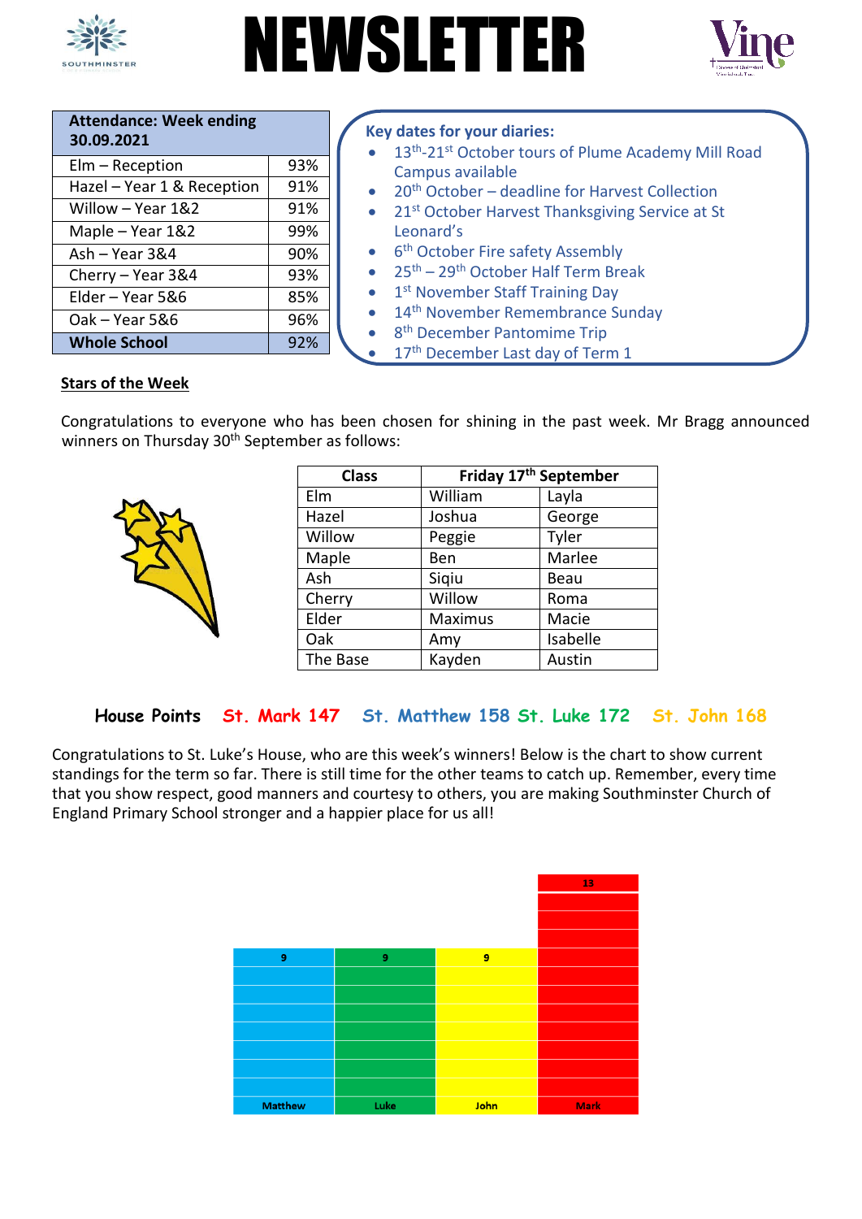# NEWSLETTER

| Attendance: Week ending 30.09.2021 | |
|---|---|
| Elm – Reception | 93% |
| Hazel – Year 1 & Reception | 91% |
| Willow – Year 1&2 | 91% |
| Maple – Year 1&2 | 99% |
| Ash – Year 3&4 | 90% |
| Cherry – Year 3&4 | 93% |
| Elder – Year 5&6 | 85% |
| Oak – Year 5&6 | 96% |
| **Whole School** | 92% |

**Key dates for your diaries:**

- 13th-21st October tours of Plume Academy Mill Road Campus available
- 20th October – deadline for Harvest Collection
- 21st October Harvest Thanksgiving Service at St Leonard's
- 6th October Fire safety Assembly
- 25th – 29th October Half Term Break
- 1st November Staff Training Day
- 14th November Remembrance Sunday
- 8th December Pantomime Trip
- 17th December Last day of Term 1

## Stars of the Week

Congratulations to everyone who has been chosen for shining in the past week. Mr Bragg announced winners on Thursday 30th September as follows:

| Class | Friday 17th September | |
|---|---|---|
| Elm | William | Layla |
| Hazel | Joshua | George |
| Willow | Peggie | Tyler |
| Maple | Ben | Marlee |
| Ash | Siqiu | Beau |
| Cherry | Willow | Roma |
| Elder | Maximus | Macie |
| Oak | Amy | Isabelle |
| The Base | Kayden | Austin |

**House Points** St. Mark 147 St. Matthew 158 St. Luke 172 St. John 168

Congratulations to St. Luke's House, who are this week's winners! Below is the chart to show current standings for the term so far. There is still time for the other teams to catch up. Remember, every time that you show respect, good manners and courtesy to others, you are making Southminster Church of England Primary School stronger and a happier place for us all!

9 9 9 13

Matthew Luke John Mark